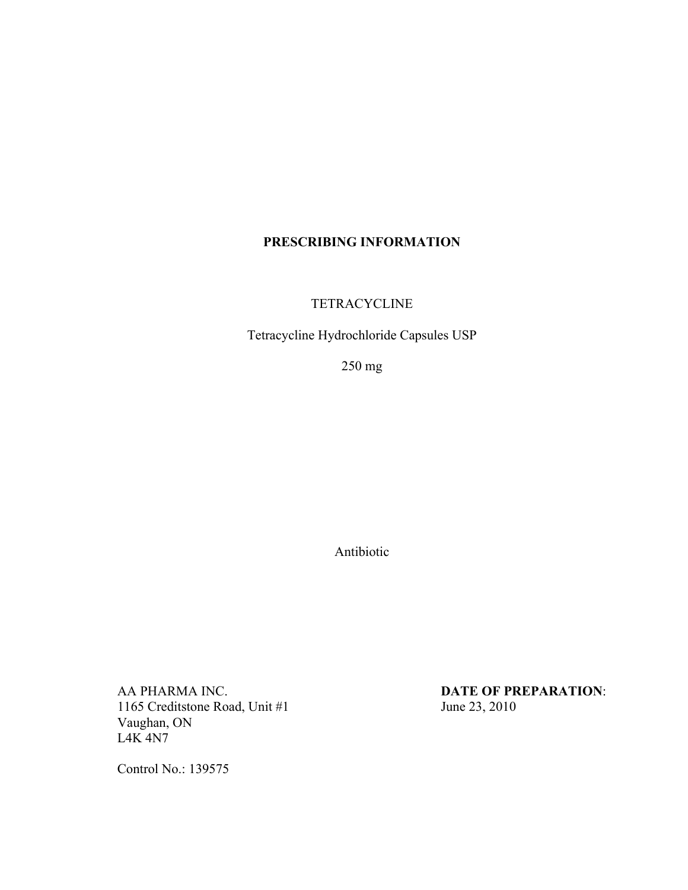# PRESCRIBING INFORMATION

TETRACYCLINE

Tetracycline Hydrochloride Capsules USP

250 mg

Antibiotic

AA PHARMA INC.
1165 Creditstone Road, Unit #1
Vaughan, ON
L4K 4N7

**DATE OF PREPARATION**:
June 23, 2010

Control No.: 139575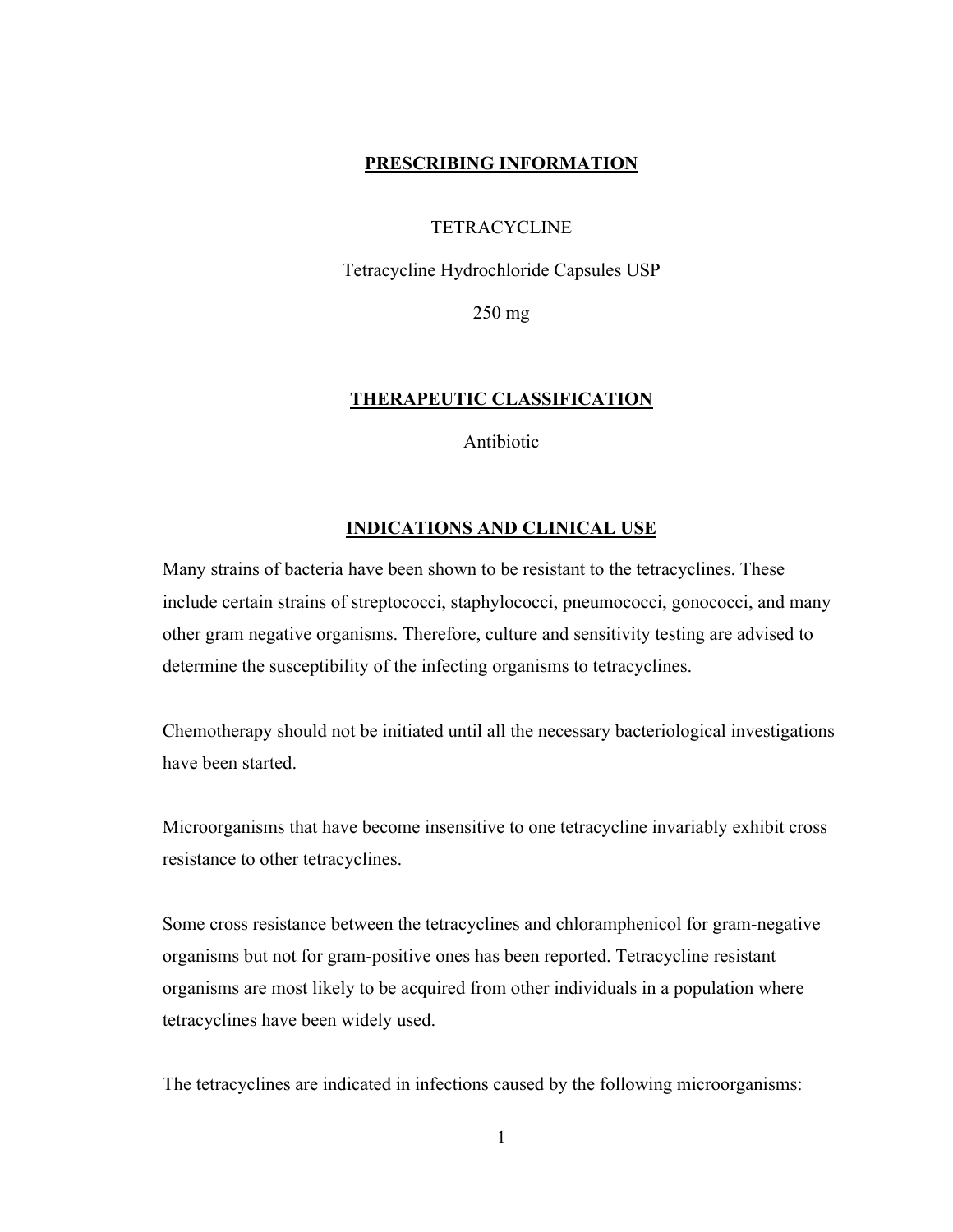## PRESCRIBING INFORMATION

TETRACYCLINE

Tetracycline Hydrochloride Capsules USP

250 mg

## THERAPEUTIC CLASSIFICATION

Antibiotic

## INDICATIONS AND CLINICAL USE

Many strains of bacteria have been shown to be resistant to the tetracyclines. These include certain strains of streptococci, staphylococci, pneumococci, gonococci, and many other gram negative organisms. Therefore, culture and sensitivity testing are advised to determine the susceptibility of the infecting organisms to tetracyclines.

Chemotherapy should not be initiated until all the necessary bacteriological investigations have been started.

Microorganisms that have become insensitive to one tetracycline invariably exhibit cross resistance to other tetracyclines.

Some cross resistance between the tetracyclines and chloramphenicol for gram-negative organisms but not for gram-positive ones has been reported. Tetracycline resistant organisms are most likely to be acquired from other individuals in a population where tetracyclines have been widely used.

The tetracyclines are indicated in infections caused by the following microorganisms: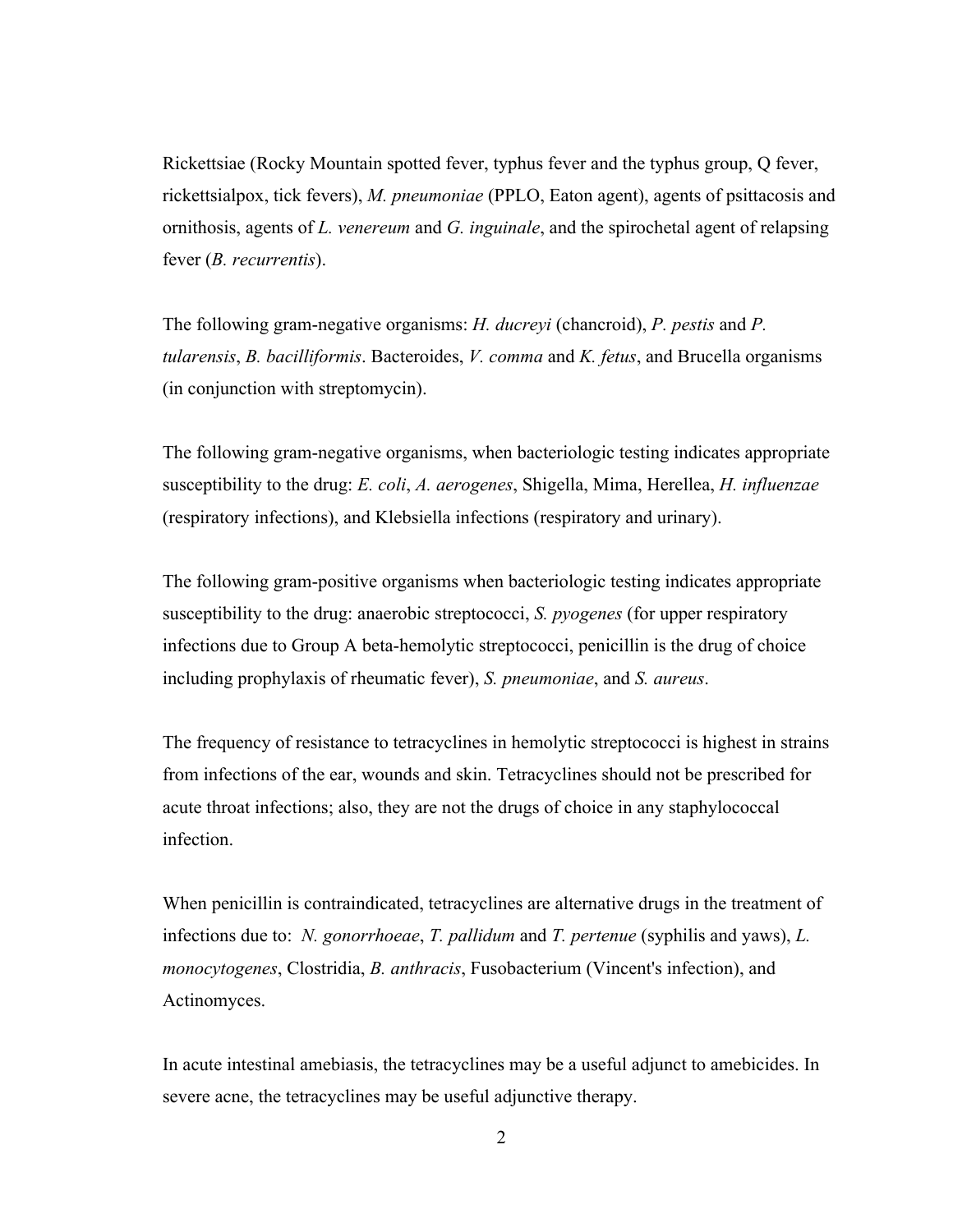Rickettsiae (Rocky Mountain spotted fever, typhus fever and the typhus group, Q fever, rickettsialpox, tick fevers), *M. pneumoniae* (PPLO, Eaton agent), agents of psittacosis and ornithosis, agents of *L. venereum* and *G. inguinale*, and the spirochetal agent of relapsing fever (*B. recurrentis*).

The following gram-negative organisms: *H. ducreyi* (chancroid), *P. pestis* and *P. tularensis*, *B. bacilliformis*. Bacteroides, *V. comma* and *K. fetus*, and Brucella organisms (in conjunction with streptomycin).

The following gram-negative organisms, when bacteriologic testing indicates appropriate susceptibility to the drug: *E. coli*, *A. aerogenes*, Shigella, Mima, Herellea, *H. influenzae* (respiratory infections), and Klebsiella infections (respiratory and urinary).

The following gram-positive organisms when bacteriologic testing indicates appropriate susceptibility to the drug: anaerobic streptococci, *S. pyogenes* (for upper respiratory infections due to Group A beta-hemolytic streptococci, penicillin is the drug of choice including prophylaxis of rheumatic fever), *S. pneumoniae*, and *S. aureus*.

The frequency of resistance to tetracyclines in hemolytic streptococci is highest in strains from infections of the ear, wounds and skin. Tetracyclines should not be prescribed for acute throat infections; also, they are not the drugs of choice in any staphylococcal infection.

When penicillin is contraindicated, tetracyclines are alternative drugs in the treatment of infections due to: *N. gonorrhoeae*, *T. pallidum* and *T. pertenue* (syphilis and yaws), *L. monocytogenes*, Clostridia, *B. anthracis*, Fusobacterium (Vincent's infection), and Actinomyces.

In acute intestinal amebiasis, the tetracyclines may be a useful adjunct to amebicides. In severe acne, the tetracyclines may be useful adjunctive therapy.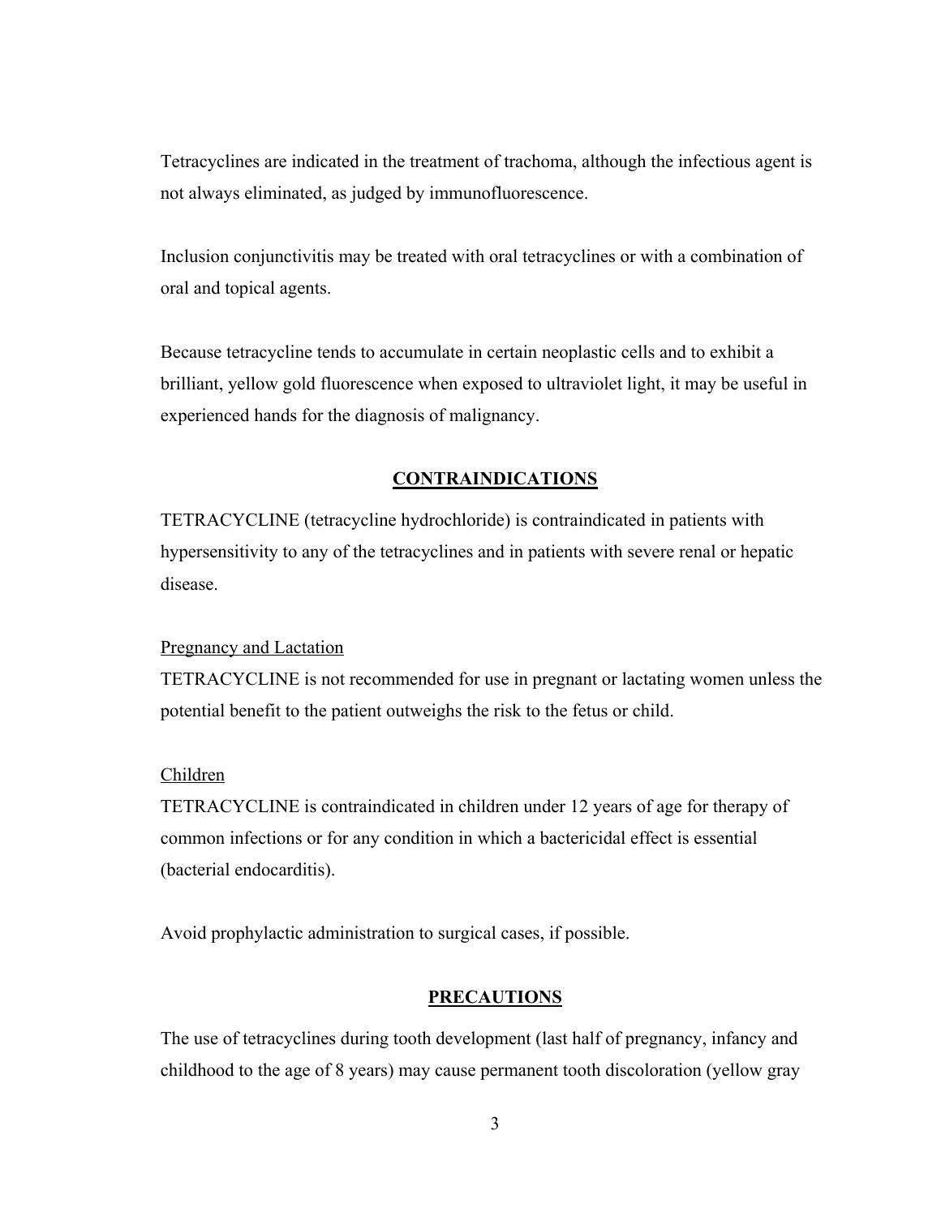Tetracyclines are indicated in the treatment of trachoma, although the infectious agent is not always eliminated, as judged by immunofluorescence.

Inclusion conjunctivitis may be treated with oral tetracyclines or with a combination of oral and topical agents.

Because tetracycline tends to accumulate in certain neoplastic cells and to exhibit a brilliant, yellow gold fluorescence when exposed to ultraviolet light, it may be useful in experienced hands for the diagnosis of malignancy.

## CONTRAINDICATIONS

TETRACYCLINE (tetracycline hydrochloride) is contraindicated in patients with hypersensitivity to any of the tetracyclines and in patients with severe renal or hepatic disease.

### Pregnancy and Lactation

TETRACYCLINE is not recommended for use in pregnant or lactating women unless the potential benefit to the patient outweighs the risk to the fetus or child.

### Children

TETRACYCLINE is contraindicated in children under 12 years of age for therapy of common infections or for any condition in which a bactericidal effect is essential (bacterial endocarditis).

Avoid prophylactic administration to surgical cases, if possible.

## PRECAUTIONS

The use of tetracyclines during tooth development (last half of pregnancy, infancy and childhood to the age of 8 years) may cause permanent tooth discoloration (yellow gray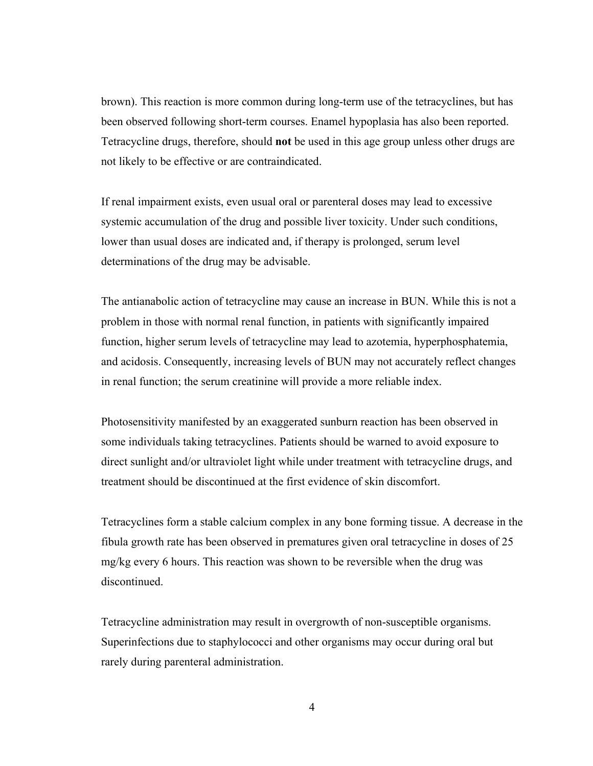brown). This reaction is more common during long-term use of the tetracyclines, but has been observed following short-term courses. Enamel hypoplasia has also been reported. Tetracycline drugs, therefore, should **not** be used in this age group unless other drugs are not likely to be effective or are contraindicated.

If renal impairment exists, even usual oral or parenteral doses may lead to excessive systemic accumulation of the drug and possible liver toxicity. Under such conditions, lower than usual doses are indicated and, if therapy is prolonged, serum level determinations of the drug may be advisable.

The antianabolic action of tetracycline may cause an increase in BUN. While this is not a problem in those with normal renal function, in patients with significantly impaired function, higher serum levels of tetracycline may lead to azotemia, hyperphosphatemia, and acidosis. Consequently, increasing levels of BUN may not accurately reflect changes in renal function; the serum creatinine will provide a more reliable index.

Photosensitivity manifested by an exaggerated sunburn reaction has been observed in some individuals taking tetracyclines. Patients should be warned to avoid exposure to direct sunlight and/or ultraviolet light while under treatment with tetracycline drugs, and treatment should be discontinued at the first evidence of skin discomfort.

Tetracyclines form a stable calcium complex in any bone forming tissue. A decrease in the fibula growth rate has been observed in prematures given oral tetracycline in doses of 25 mg/kg every 6 hours. This reaction was shown to be reversible when the drug was discontinued.

Tetracycline administration may result in overgrowth of non-susceptible organisms. Superinfections due to staphylococci and other organisms may occur during oral but rarely during parenteral administration.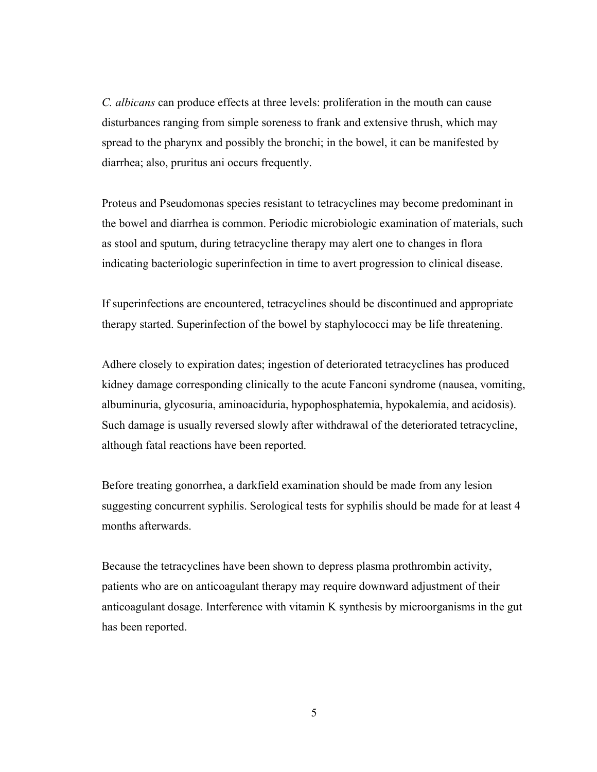*C. albicans* can produce effects at three levels: proliferation in the mouth can cause disturbances ranging from simple soreness to frank and extensive thrush, which may spread to the pharynx and possibly the bronchi; in the bowel, it can be manifested by diarrhea; also, pruritus ani occurs frequently.

Proteus and Pseudomonas species resistant to tetracyclines may become predominant in the bowel and diarrhea is common. Periodic microbiologic examination of materials, such as stool and sputum, during tetracycline therapy may alert one to changes in flora indicating bacteriologic superinfection in time to avert progression to clinical disease.

If superinfections are encountered, tetracyclines should be discontinued and appropriate therapy started. Superinfection of the bowel by staphylococci may be life threatening.

Adhere closely to expiration dates; ingestion of deteriorated tetracyclines has produced kidney damage corresponding clinically to the acute Fanconi syndrome (nausea, vomiting, albuminuria, glycosuria, aminoaciduria, hypophosphatemia, hypokalemia, and acidosis). Such damage is usually reversed slowly after withdrawal of the deteriorated tetracycline, although fatal reactions have been reported.

Before treating gonorrhea, a darkfield examination should be made from any lesion suggesting concurrent syphilis. Serological tests for syphilis should be made for at least 4 months afterwards.

Because the tetracyclines have been shown to depress plasma prothrombin activity, patients who are on anticoagulant therapy may require downward adjustment of their anticoagulant dosage. Interference with vitamin K synthesis by microorganisms in the gut has been reported.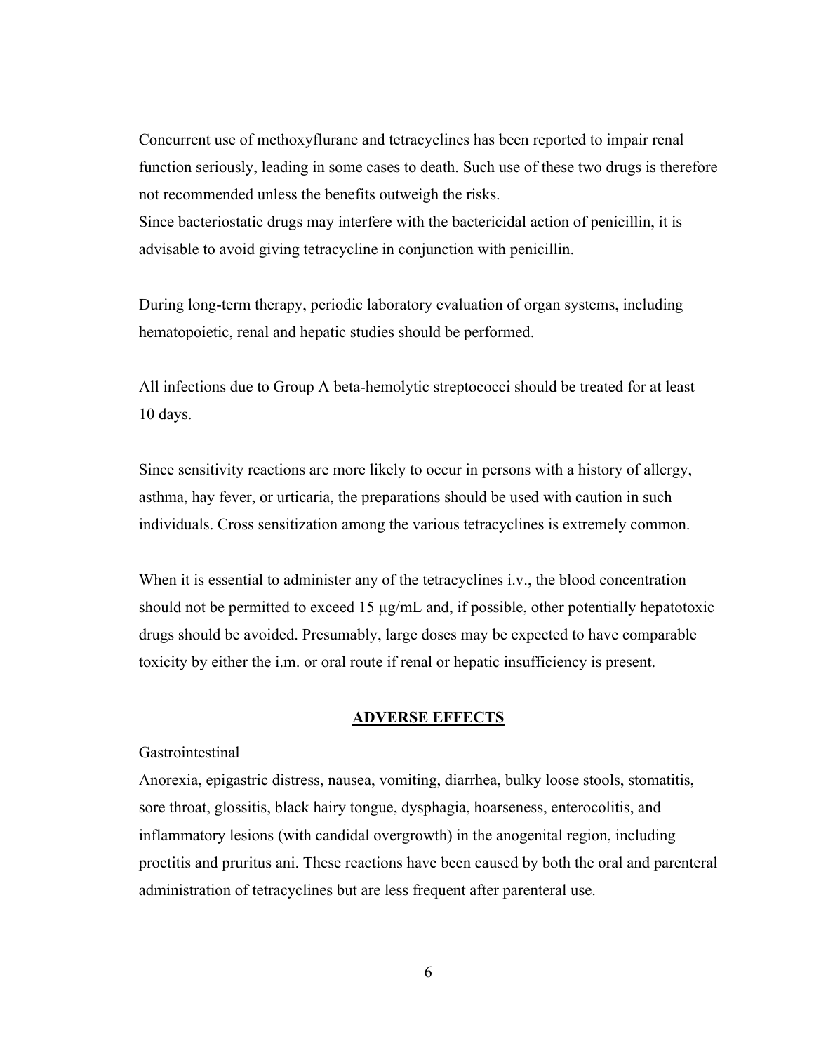Concurrent use of methoxyflurane and tetracyclines has been reported to impair renal function seriously, leading in some cases to death. Such use of these two drugs is therefore not recommended unless the benefits outweigh the risks.
Since bacteriostatic drugs may interfere with the bactericidal action of penicillin, it is advisable to avoid giving tetracycline in conjunction with penicillin.

During long-term therapy, periodic laboratory evaluation of organ systems, including hematopoietic, renal and hepatic studies should be performed.

All infections due to Group A beta-hemolytic streptococci should be treated for at least 10 days.

Since sensitivity reactions are more likely to occur in persons with a history of allergy, asthma, hay fever, or urticaria, the preparations should be used with caution in such individuals. Cross sensitization among the various tetracyclines is extremely common.

When it is essential to administer any of the tetracyclines i.v., the blood concentration should not be permitted to exceed 15 µg/mL and, if possible, other potentially hepatotoxic drugs should be avoided. Presumably, large doses may be expected to have comparable toxicity by either the i.m. or oral route if renal or hepatic insufficiency is present.

## ADVERSE EFFECTS

Gastrointestinal

Anorexia, epigastric distress, nausea, vomiting, diarrhea, bulky loose stools, stomatitis, sore throat, glossitis, black hairy tongue, dysphagia, hoarseness, enterocolitis, and inflammatory lesions (with candidal overgrowth) in the anogenital region, including proctitis and pruritus ani. These reactions have been caused by both the oral and parenteral administration of tetracyclines but are less frequent after parenteral use.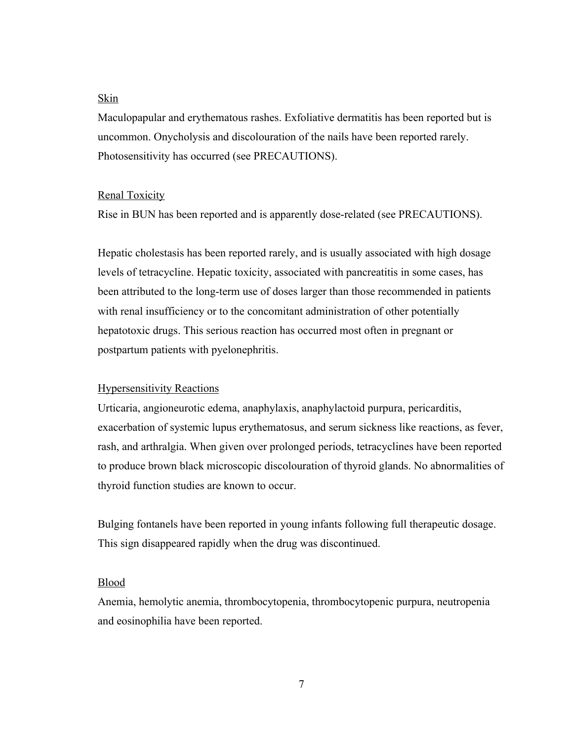Skin

Maculopapular and erythematous rashes. Exfoliative dermatitis has been reported but is uncommon. Onycholysis and discolouration of the nails have been reported rarely. Photosensitivity has occurred (see PRECAUTIONS).

Renal Toxicity

Rise in BUN has been reported and is apparently dose-related (see PRECAUTIONS).

Hepatic cholestasis has been reported rarely, and is usually associated with high dosage levels of tetracycline. Hepatic toxicity, associated with pancreatitis in some cases, has been attributed to the long-term use of doses larger than those recommended in patients with renal insufficiency or to the concomitant administration of other potentially hepatotoxic drugs. This serious reaction has occurred most often in pregnant or postpartum patients with pyelonephritis.

Hypersensitivity Reactions

Urticaria, angioneurotic edema, anaphylaxis, anaphylactoid purpura, pericarditis, exacerbation of systemic lupus erythematosus, and serum sickness like reactions, as fever, rash, and arthralgia. When given over prolonged periods, tetracyclines have been reported to produce brown black microscopic discolouration of thyroid glands. No abnormalities of thyroid function studies are known to occur.

Bulging fontanels have been reported in young infants following full therapeutic dosage. This sign disappeared rapidly when the drug was discontinued.

Blood

Anemia, hemolytic anemia, thrombocytopenia, thrombocytopenic purpura, neutropenia and eosinophilia have been reported.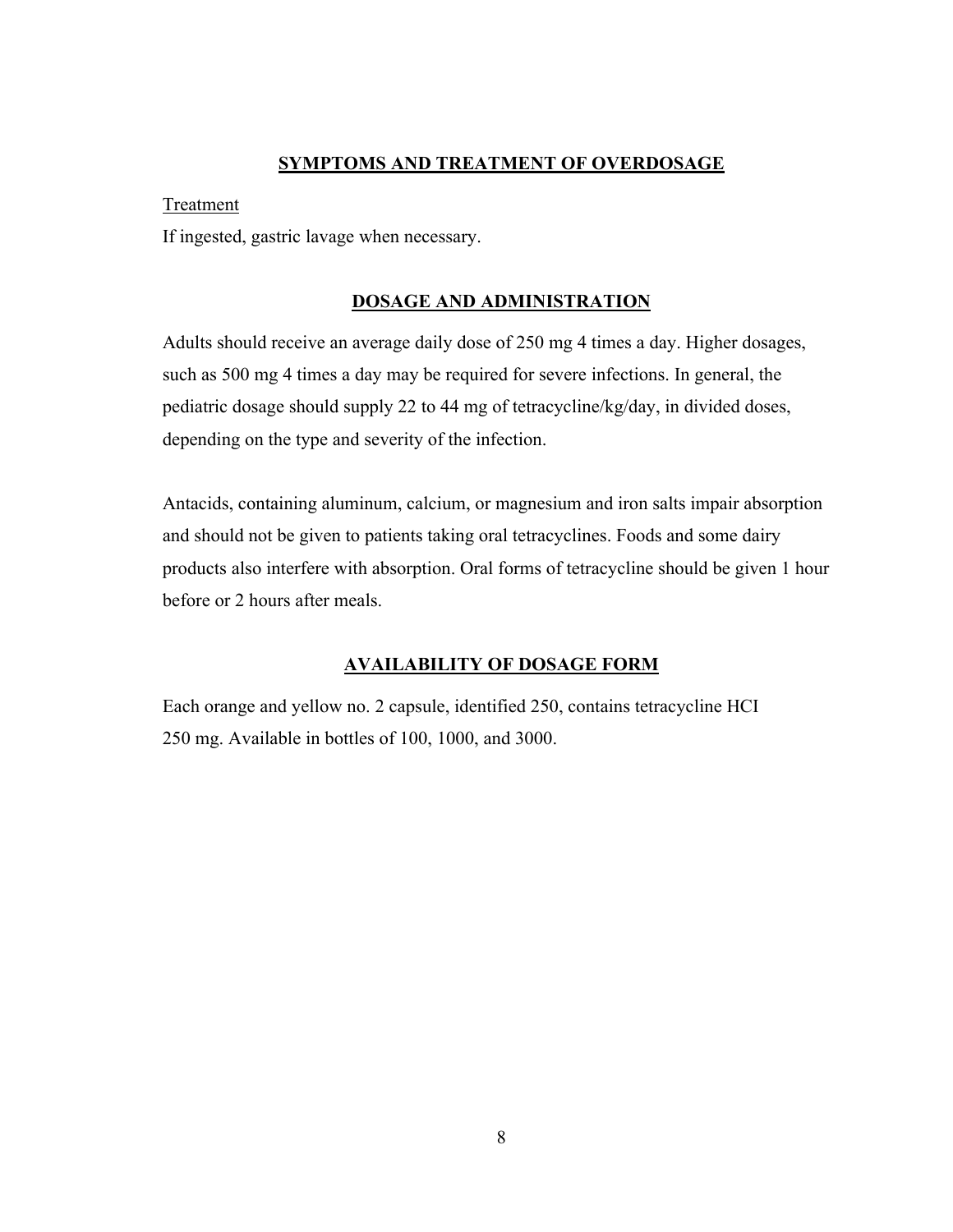## SYMPTOMS AND TREATMENT OF OVERDOSAGE

Treatment

If ingested, gastric lavage when necessary.

## DOSAGE AND ADMINISTRATION

Adults should receive an average daily dose of 250 mg 4 times a day. Higher dosages, such as 500 mg 4 times a day may be required for severe infections. In general, the pediatric dosage should supply 22 to 44 mg of tetracycline/kg/day, in divided doses, depending on the type and severity of the infection.

Antacids, containing aluminum, calcium, or magnesium and iron salts impair absorption and should not be given to patients taking oral tetracyclines. Foods and some dairy products also interfere with absorption. Oral forms of tetracycline should be given 1 hour before or 2 hours after meals.

## AVAILABILITY OF DOSAGE FORM

Each orange and yellow no. 2 capsule, identified 250, contains tetracycline HCI 250 mg. Available in bottles of 100, 1000, and 3000.